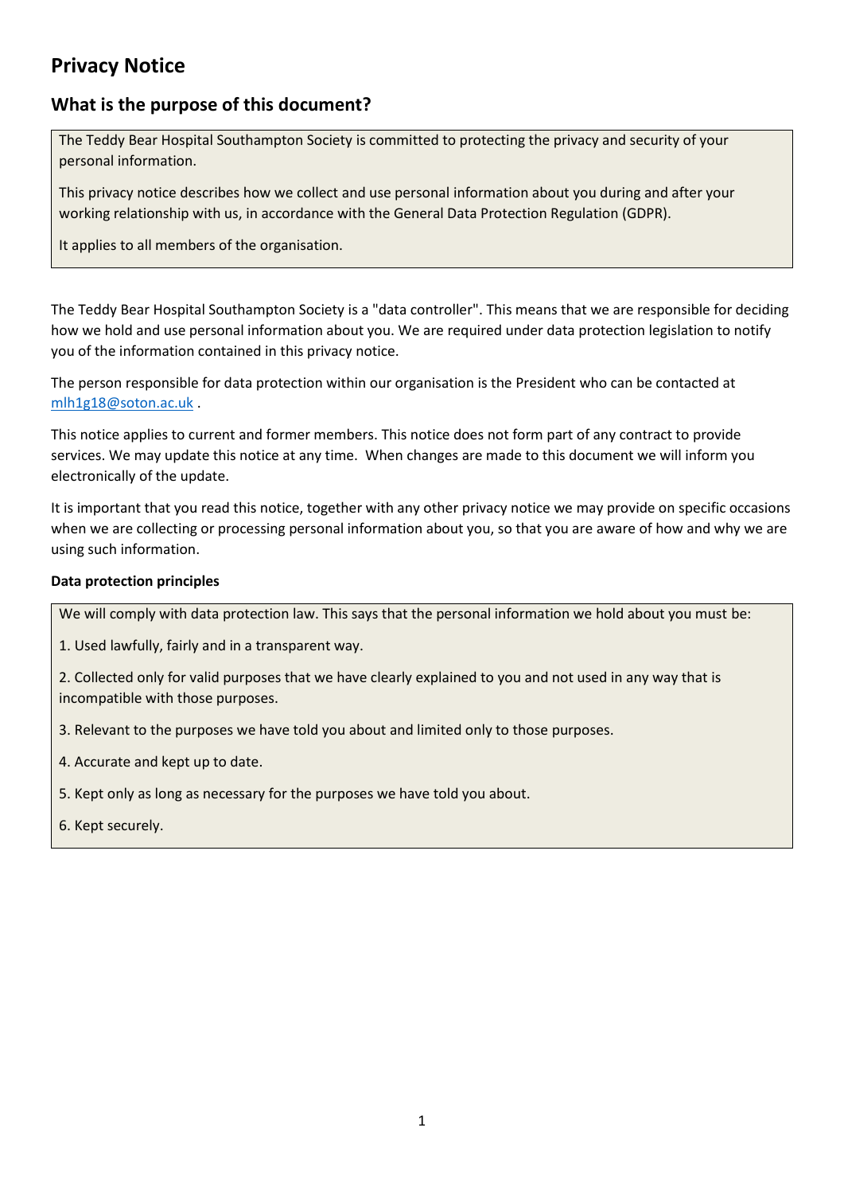# Privacy Notice

## What is the purpose of this document?

The Teddy Bear Hospital Southampton Society is committed to protecting the privacy and security of your personal information.

This privacy notice describes how we collect and use personal information about you during and after your working relationship with us, in accordance with the General Data Protection Regulation (GDPR).

It applies to all members of the organisation.

The Teddy Bear Hospital Southampton Society is a "data controller". This means that we are responsible for deciding how we hold and use personal information about you. We are required under data protection legislation to notify you of the information contained in this privacy notice.

The person responsible for data protection within our organisation is the President who can be contacted at mlh1g18@soton.ac.uk .

This notice applies to current and former members. This notice does not form part of any contract to provide services. We may update this notice at any time. When changes are made to this document we will inform you electronically of the update.

It is important that you read this notice, together with any other privacy notice we may provide on specific occasions when we are collecting or processing personal information about you, so that you are aware of how and why we are using such information.

**Data protection principles**

We will comply with data protection law. This says that the personal information we hold about you must be:

1. Used lawfully, fairly and in a transparent way.
2. Collected only for valid purposes that we have clearly explained to you and not used in any way that is incompatible with those purposes.
3. Relevant to the purposes we have told you about and limited only to those purposes.
4. Accurate and kept up to date.
5. Kept only as long as necessary for the purposes we have told you about.
6. Kept securely.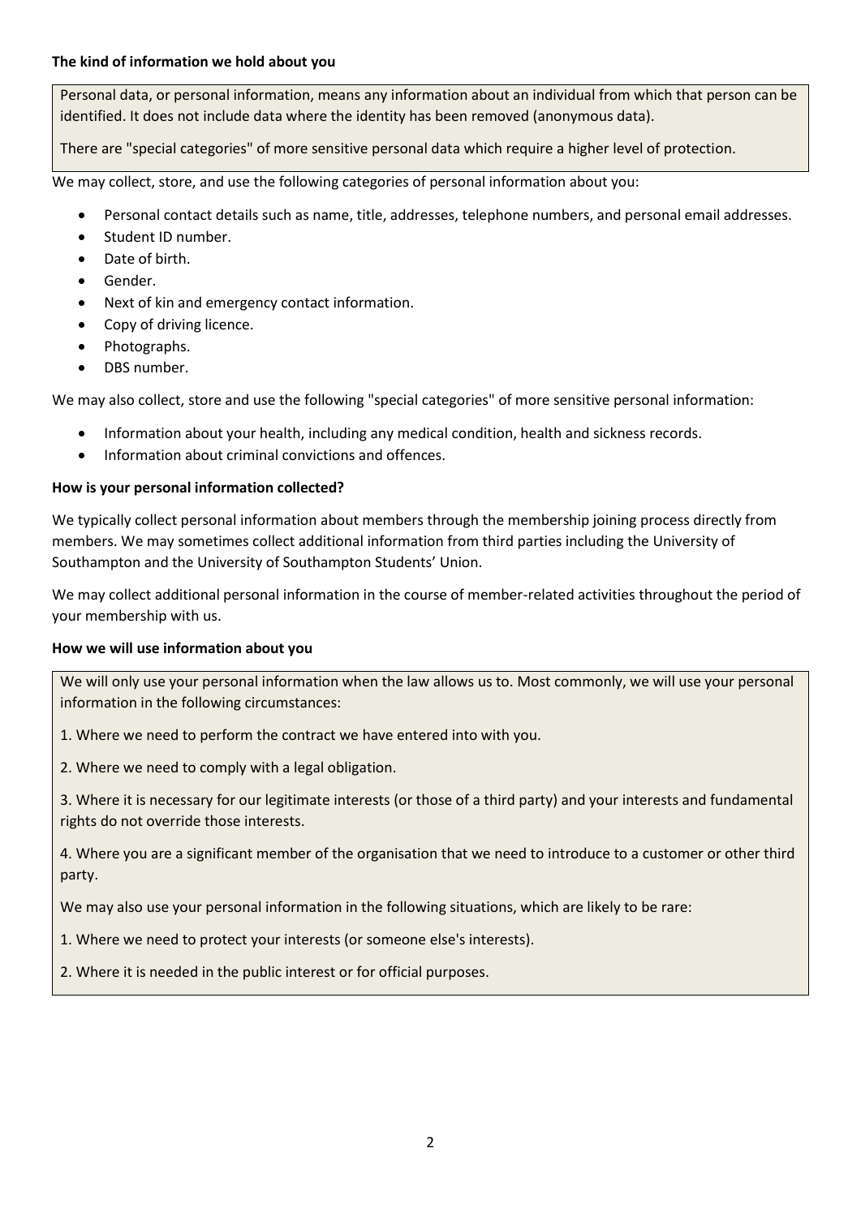**The kind of information we hold about you**

Personal data, or personal information, means any information about an individual from which that person can be identified. It does not include data where the identity has been removed (anonymous data).

There are "special categories" of more sensitive personal data which require a higher level of protection.

We may collect, store, and use the following categories of personal information about you:

- Personal contact details such as name, title, addresses, telephone numbers, and personal email addresses.
- Student ID number.
- Date of birth.
- Gender.
- Next of kin and emergency contact information.
- Copy of driving licence.
- Photographs.
- DBS number.

We may also collect, store and use the following "special categories" of more sensitive personal information:

- Information about your health, including any medical condition, health and sickness records.
- Information about criminal convictions and offences.

**How is your personal information collected?**

We typically collect personal information about members through the membership joining process directly from members. We may sometimes collect additional information from third parties including the University of Southampton and the University of Southampton Students' Union.

We may collect additional personal information in the course of member-related activities throughout the period of your membership with us.

**How we will use information about you**

We will only use your personal information when the law allows us to. Most commonly, we will use your personal information in the following circumstances:

1. Where we need to perform the contract we have entered into with you.

2. Where we need to comply with a legal obligation.

3. Where it is necessary for our legitimate interests (or those of a third party) and your interests and fundamental rights do not override those interests.

4. Where you are a significant member of the organisation that we need to introduce to a customer or other third party.

We may also use your personal information in the following situations, which are likely to be rare:

1. Where we need to protect your interests (or someone else's interests).

2. Where it is needed in the public interest or for official purposes.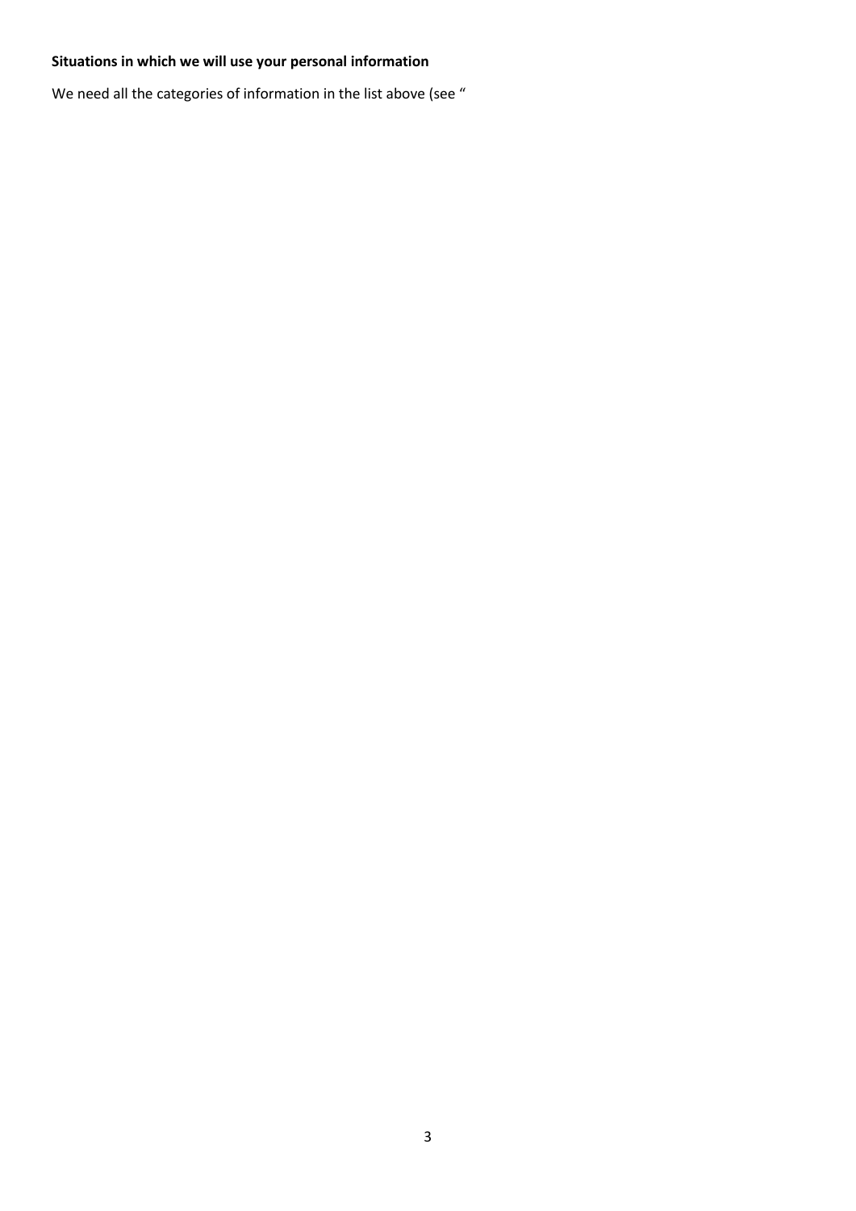**Situations in which we will use your personal information**

We need all the categories of information in the list above (see "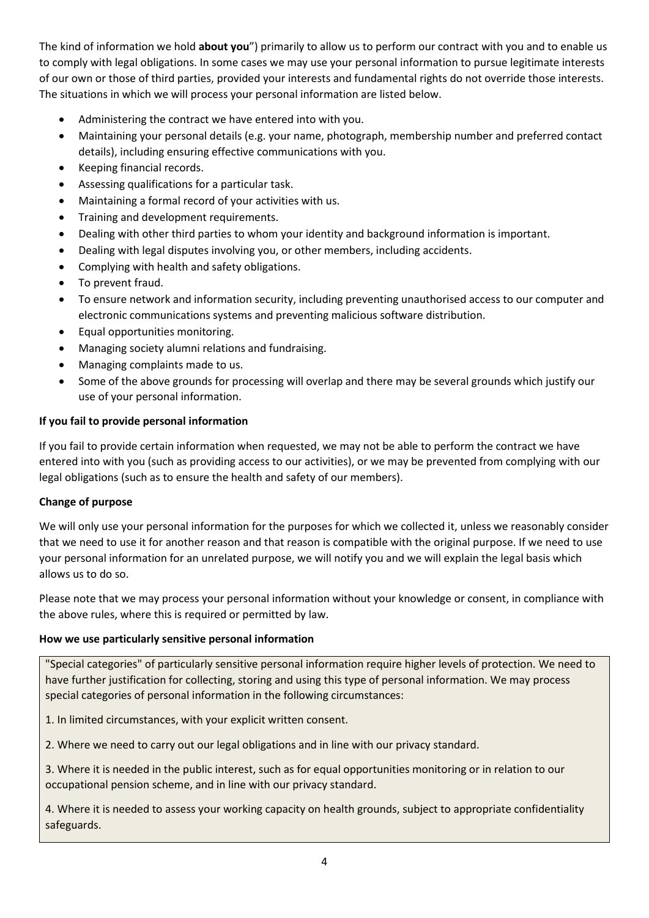The kind of information we hold **about you**") primarily to allow us to perform our contract with you and to enable us to comply with legal obligations. In some cases we may use your personal information to pursue legitimate interests of our own or those of third parties, provided your interests and fundamental rights do not override those interests. The situations in which we will process your personal information are listed below.

- Administering the contract we have entered into with you.
- Maintaining your personal details (e.g. your name, photograph, membership number and preferred contact details), including ensuring effective communications with you.
- Keeping financial records.
- Assessing qualifications for a particular task.
- Maintaining a formal record of your activities with us.
- Training and development requirements.
- Dealing with other third parties to whom your identity and background information is important.
- Dealing with legal disputes involving you, or other members, including accidents.
- Complying with health and safety obligations.
- To prevent fraud.
- To ensure network and information security, including preventing unauthorised access to our computer and electronic communications systems and preventing malicious software distribution.
- Equal opportunities monitoring.
- Managing society alumni relations and fundraising.
- Managing complaints made to us.
- Some of the above grounds for processing will overlap and there may be several grounds which justify our use of your personal information.

**If you fail to provide personal information**

If you fail to provide certain information when requested, we may not be able to perform the contract we have entered into with you (such as providing access to our activities), or we may be prevented from complying with our legal obligations (such as to ensure the health and safety of our members).

**Change of purpose**

We will only use your personal information for the purposes for which we collected it, unless we reasonably consider that we need to use it for another reason and that reason is compatible with the original purpose. If we need to use your personal information for an unrelated purpose, we will notify you and we will explain the legal basis which allows us to do so.

Please note that we may process your personal information without your knowledge or consent, in compliance with the above rules, where this is required or permitted by law.

**How we use particularly sensitive personal information**

"Special categories" of particularly sensitive personal information require higher levels of protection. We need to have further justification for collecting, storing and using this type of personal information. We may process special categories of personal information in the following circumstances:

1. In limited circumstances, with your explicit written consent.

2. Where we need to carry out our legal obligations and in line with our privacy standard.

3. Where it is needed in the public interest, such as for equal opportunities monitoring or in relation to our occupational pension scheme, and in line with our privacy standard.

4. Where it is needed to assess your working capacity on health grounds, subject to appropriate confidentiality safeguards.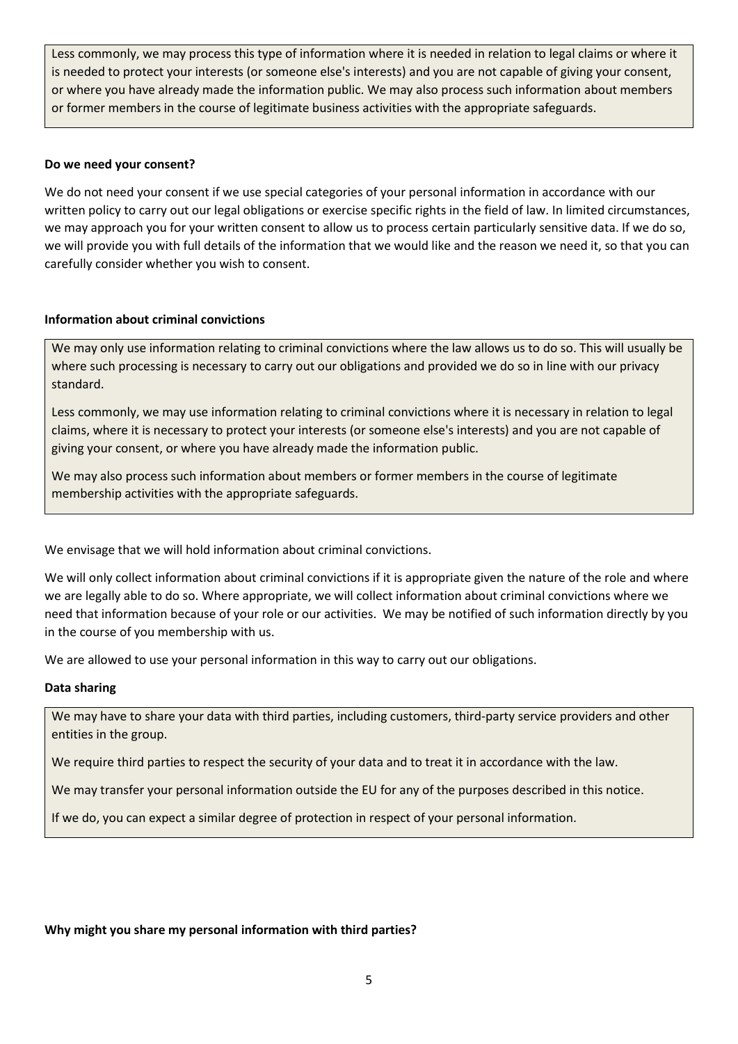Less commonly, we may process this type of information where it is needed in relation to legal claims or where it is needed to protect your interests (or someone else's interests) and you are not capable of giving your consent, or where you have already made the information public. We may also process such information about members or former members in the course of legitimate business activities with the appropriate safeguards.

**Do we need your consent?**

We do not need your consent if we use special categories of your personal information in accordance with our written policy to carry out our legal obligations or exercise specific rights in the field of law. In limited circumstances, we may approach you for your written consent to allow us to process certain particularly sensitive data. If we do so, we will provide you with full details of the information that we would like and the reason we need it, so that you can carefully consider whether you wish to consent.

**Information about criminal convictions**

We may only use information relating to criminal convictions where the law allows us to do so. This will usually be where such processing is necessary to carry out our obligations and provided we do so in line with our privacy standard.

Less commonly, we may use information relating to criminal convictions where it is necessary in relation to legal claims, where it is necessary to protect your interests (or someone else's interests) and you are not capable of giving your consent, or where you have already made the information public.

We may also process such information about members or former members in the course of legitimate membership activities with the appropriate safeguards.

We envisage that we will hold information about criminal convictions.

We will only collect information about criminal convictions if it is appropriate given the nature of the role and where we are legally able to do so. Where appropriate, we will collect information about criminal convictions where we need that information because of your role or our activities. We may be notified of such information directly by you in the course of you membership with us.

We are allowed to use your personal information in this way to carry out our obligations.

**Data sharing**

We may have to share your data with third parties, including customers, third-party service providers and other entities in the group.

We require third parties to respect the security of your data and to treat it in accordance with the law.

We may transfer your personal information outside the EU for any of the purposes described in this notice.

If we do, you can expect a similar degree of protection in respect of your personal information.

**Why might you share my personal information with third parties?**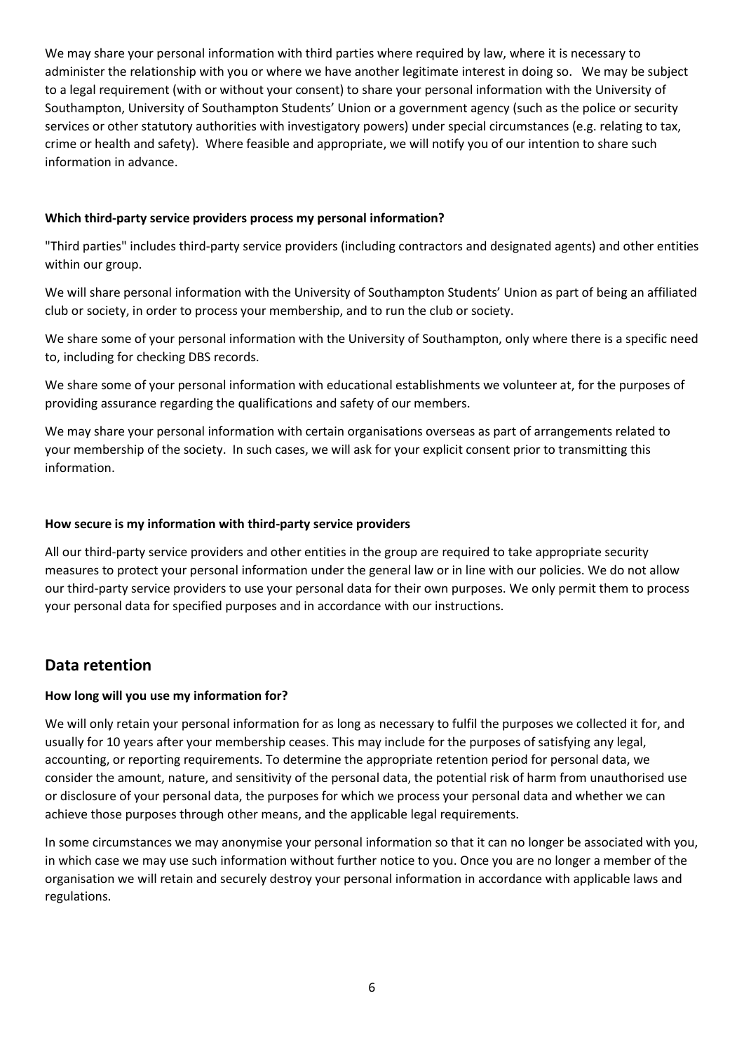We may share your personal information with third parties where required by law, where it is necessary to administer the relationship with you or where we have another legitimate interest in doing so. We may be subject to a legal requirement (with or without your consent) to share your personal information with the University of Southampton, University of Southampton Students' Union or a government agency (such as the police or security services or other statutory authorities with investigatory powers) under special circumstances (e.g. relating to tax, crime or health and safety). Where feasible and appropriate, we will notify you of our intention to share such information in advance.

**Which third-party service providers process my personal information?**

"Third parties" includes third-party service providers (including contractors and designated agents) and other entities within our group.

We will share personal information with the University of Southampton Students' Union as part of being an affiliated club or society, in order to process your membership, and to run the club or society.

We share some of your personal information with the University of Southampton, only where there is a specific need to, including for checking DBS records.

We share some of your personal information with educational establishments we volunteer at, for the purposes of providing assurance regarding the qualifications and safety of our members.

We may share your personal information with certain organisations overseas as part of arrangements related to your membership of the society. In such cases, we will ask for your explicit consent prior to transmitting this information.

**How secure is my information with third-party service providers**

All our third-party service providers and other entities in the group are required to take appropriate security measures to protect your personal information under the general law or in line with our policies. We do not allow our third-party service providers to use your personal data for their own purposes. We only permit them to process your personal data for specified purposes and in accordance with our instructions.

## Data retention

**How long will you use my information for?**

We will only retain your personal information for as long as necessary to fulfil the purposes we collected it for, and usually for 10 years after your membership ceases. This may include for the purposes of satisfying any legal, accounting, or reporting requirements. To determine the appropriate retention period for personal data, we consider the amount, nature, and sensitivity of the personal data, the potential risk of harm from unauthorised use or disclosure of your personal data, the purposes for which we process your personal data and whether we can achieve those purposes through other means, and the applicable legal requirements.

In some circumstances we may anonymise your personal information so that it can no longer be associated with you, in which case we may use such information without further notice to you. Once you are no longer a member of the organisation we will retain and securely destroy your personal information in accordance with applicable laws and regulations.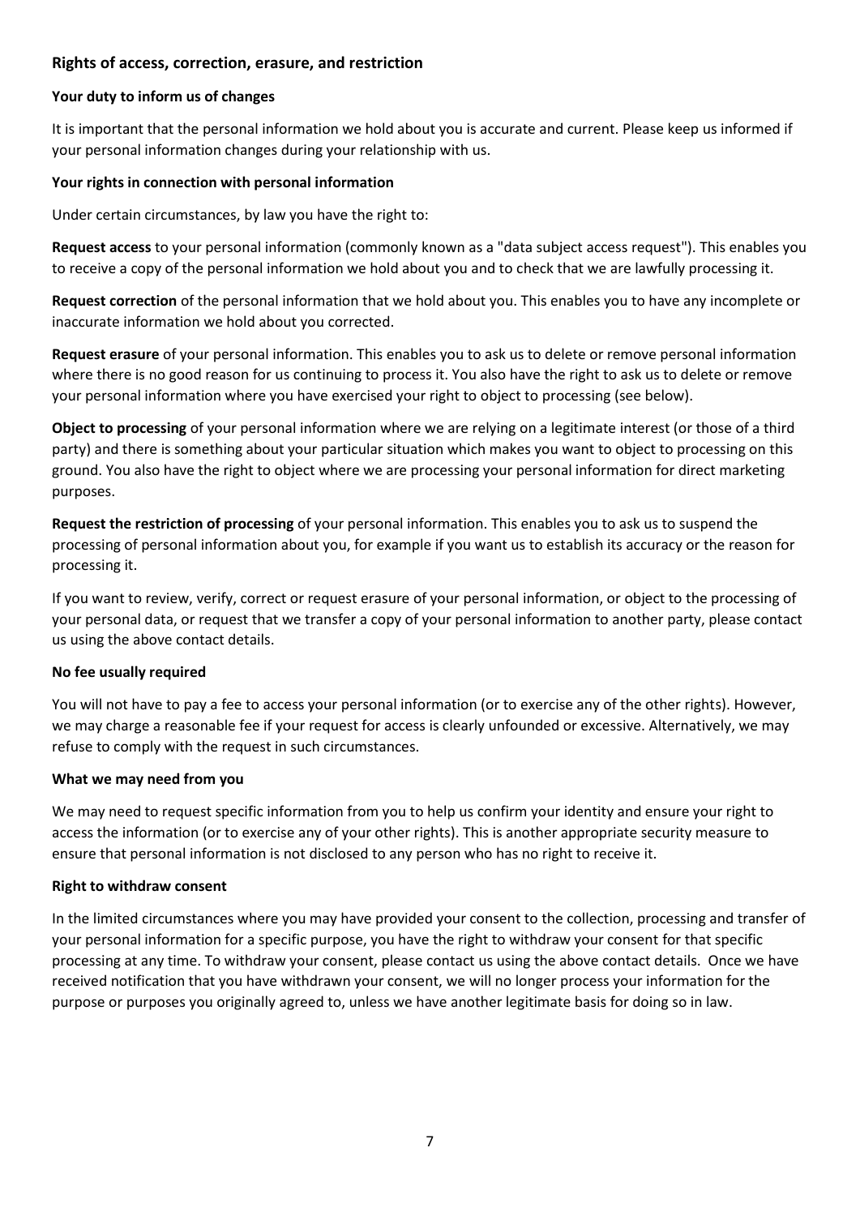## Rights of access, correction, erasure, and restriction

### Your duty to inform us of changes

It is important that the personal information we hold about you is accurate and current. Please keep us informed if your personal information changes during your relationship with us.

### Your rights in connection with personal information

Under certain circumstances, by law you have the right to:

**Request access** to your personal information (commonly known as a "data subject access request"). This enables you to receive a copy of the personal information we hold about you and to check that we are lawfully processing it.

**Request correction** of the personal information that we hold about you. This enables you to have any incomplete or inaccurate information we hold about you corrected.

**Request erasure** of your personal information. This enables you to ask us to delete or remove personal information where there is no good reason for us continuing to process it. You also have the right to ask us to delete or remove your personal information where you have exercised your right to object to processing (see below).

**Object to processing** of your personal information where we are relying on a legitimate interest (or those of a third party) and there is something about your particular situation which makes you want to object to processing on this ground. You also have the right to object where we are processing your personal information for direct marketing purposes.

**Request the restriction of processing** of your personal information. This enables you to ask us to suspend the processing of personal information about you, for example if you want us to establish its accuracy or the reason for processing it.

If you want to review, verify, correct or request erasure of your personal information, or object to the processing of your personal data, or request that we transfer a copy of your personal information to another party, please contact us using the above contact details.

### No fee usually required

You will not have to pay a fee to access your personal information (or to exercise any of the other rights). However, we may charge a reasonable fee if your request for access is clearly unfounded or excessive. Alternatively, we may refuse to comply with the request in such circumstances.

### What we may need from you

We may need to request specific information from you to help us confirm your identity and ensure your right to access the information (or to exercise any of your other rights). This is another appropriate security measure to ensure that personal information is not disclosed to any person who has no right to receive it.

### Right to withdraw consent

In the limited circumstances where you may have provided your consent to the collection, processing and transfer of your personal information for a specific purpose, you have the right to withdraw your consent for that specific processing at any time. To withdraw your consent, please contact us using the above contact details. Once we have received notification that you have withdrawn your consent, we will no longer process your information for the purpose or purposes you originally agreed to, unless we have another legitimate basis for doing so in law.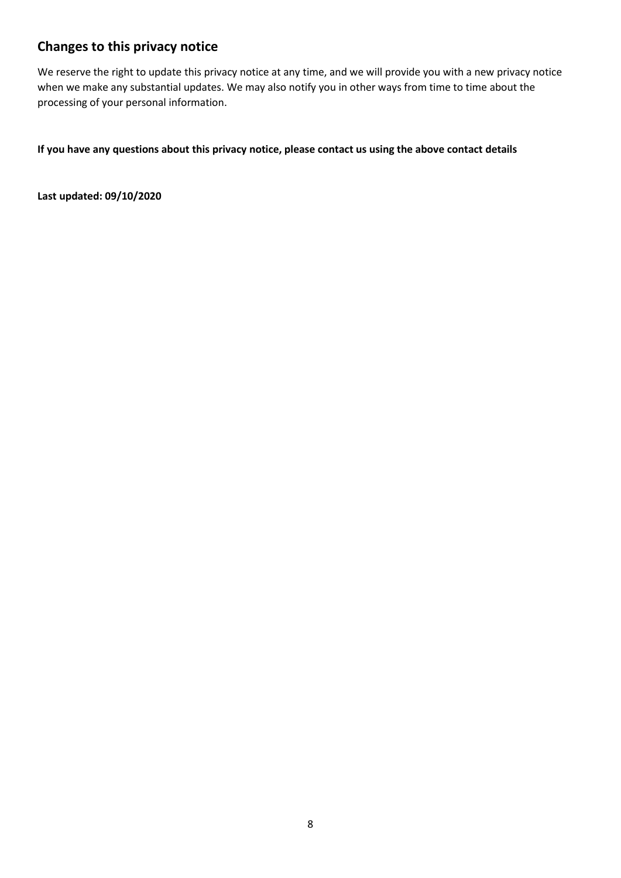## Changes to this privacy notice

We reserve the right to update this privacy notice at any time, and we will provide you with a new privacy notice when we make any substantial updates. We may also notify you in other ways from time to time about the processing of your personal information.

**If you have any questions about this privacy notice, please contact us using the above contact details**

**Last updated: 09/10/2020**